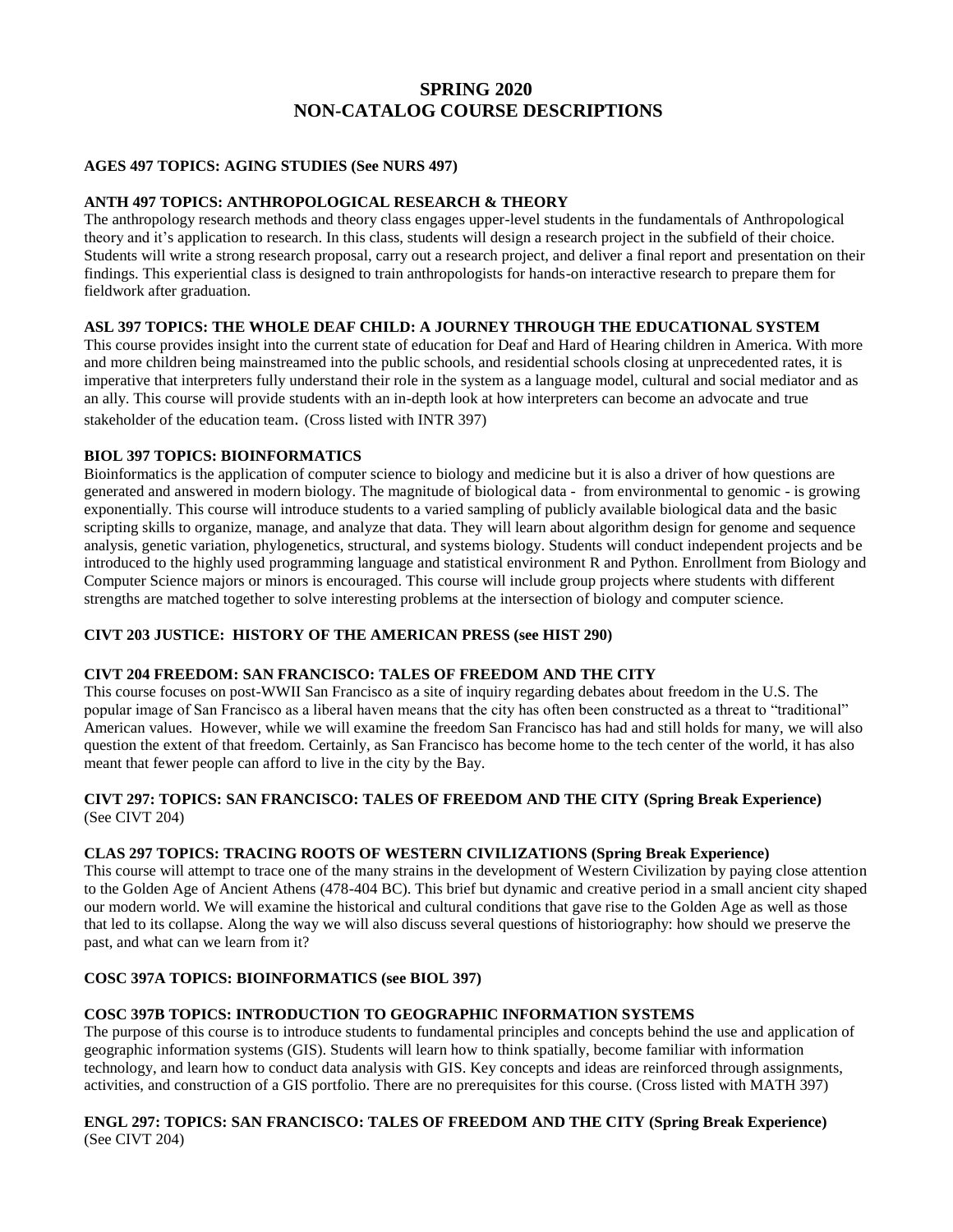# SPRING 2020
# NON-CATALOG COURSE DESCRIPTIONS

**AGES 497 TOPICS: AGING STUDIES (See NURS 497)**

**ANTH 497 TOPICS: ANTHROPOLOGICAL RESEARCH & THEORY**

The anthropology research methods and theory class engages upper-level students in the fundamentals of Anthropological theory and it's application to research. In this class, students will design a research project in the subfield of their choice. Students will write a strong research proposal, carry out a research project, and deliver a final report and presentation on their findings. This experiential class is designed to train anthropologists for hands-on interactive research to prepare them for fieldwork after graduation.

**ASL 397 TOPICS: THE WHOLE DEAF CHILD: A JOURNEY THROUGH THE EDUCATIONAL SYSTEM**

This course provides insight into the current state of education for Deaf and Hard of Hearing children in America. With more and more children being mainstreamed into the public schools, and residential schools closing at unprecedented rates, it is imperative that interpreters fully understand their role in the system as a language model, cultural and social mediator and as an ally. This course will provide students with an in-depth look at how interpreters can become an advocate and true stakeholder of the education team. (Cross listed with INTR 397)

**BIOL 397 TOPICS: BIOINFORMATICS**

Bioinformatics is the application of computer science to biology and medicine but it is also a driver of how questions are generated and answered in modern biology. The magnitude of biological data - from environmental to genomic - is growing exponentially. This course will introduce students to a varied sampling of publicly available biological data and the basic scripting skills to organize, manage, and analyze that data. They will learn about algorithm design for genome and sequence analysis, genetic variation, phylogenetics, structural, and systems biology. Students will conduct independent projects and be introduced to the highly used programming language and statistical environment R and Python. Enrollment from Biology and Computer Science majors or minors is encouraged. This course will include group projects where students with different strengths are matched together to solve interesting problems at the intersection of biology and computer science.

**CIVT 203 JUSTICE: HISTORY OF THE AMERICAN PRESS (see HIST 290)**

**CIVT 204 FREEDOM: SAN FRANCISCO: TALES OF FREEDOM AND THE CITY**

This course focuses on post-WWII San Francisco as a site of inquiry regarding debates about freedom in the U.S. The popular image of San Francisco as a liberal haven means that the city has often been constructed as a threat to "traditional" American values. However, while we will examine the freedom San Francisco has had and still holds for many, we will also question the extent of that freedom. Certainly, as San Francisco has become home to the tech center of the world, it has also meant that fewer people can afford to live in the city by the Bay.

**CIVT 297: TOPICS: SAN FRANCISCO: TALES OF FREEDOM AND THE CITY (Spring Break Experience)**
(See CIVT 204)

**CLAS 297 TOPICS: TRACING ROOTS OF WESTERN CIVILIZATIONS (Spring Break Experience)**

This course will attempt to trace one of the many strains in the development of Western Civilization by paying close attention to the Golden Age of Ancient Athens (478-404 BC). This brief but dynamic and creative period in a small ancient city shaped our modern world. We will examine the historical and cultural conditions that gave rise to the Golden Age as well as those that led to its collapse. Along the way we will also discuss several questions of historiography: how should we preserve the past, and what can we learn from it?

**COSC 397A TOPICS: BIOINFORMATICS (see BIOL 397)**

**COSC 397B TOPICS: INTRODUCTION TO GEOGRAPHIC INFORMATION SYSTEMS**

The purpose of this course is to introduce students to fundamental principles and concepts behind the use and application of geographic information systems (GIS). Students will learn how to think spatially, become familiar with information technology, and learn how to conduct data analysis with GIS. Key concepts and ideas are reinforced through assignments, activities, and construction of a GIS portfolio. There are no prerequisites for this course. (Cross listed with MATH 397)

**ENGL 297: TOPICS: SAN FRANCISCO: TALES OF FREEDOM AND THE CITY (Spring Break Experience)**
(See CIVT 204)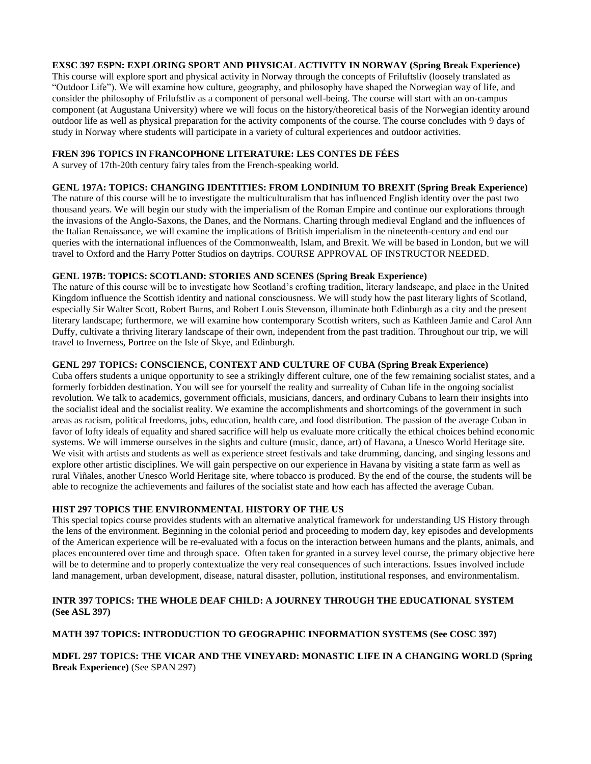**EXSC 397 ESPN: EXPLORING SPORT AND PHYSICAL ACTIVITY IN NORWAY (Spring Break Experience)**
This course will explore sport and physical activity in Norway through the concepts of Friluftsliv (loosely translated as "Outdoor Life"). We will examine how culture, geography, and philosophy have shaped the Norwegian way of life, and consider the philosophy of Frilufstliv as a component of personal well-being. The course will start with an on-campus component (at Augustana University) where we will focus on the history/theoretical basis of the Norwegian identity around outdoor life as well as physical preparation for the activity components of the course. The course concludes with 9 days of study in Norway where students will participate in a variety of cultural experiences and outdoor activities.

**FREN 396 TOPICS IN FRANCOPHONE LITERATURE: LES CONTES DE FÉES**
A survey of 17th-20th century fairy tales from the French-speaking world.

**GENL 197A: TOPICS: CHANGING IDENTITIES: FROM LONDINIUM TO BREXIT (Spring Break Experience)**
The nature of this course will be to investigate the multiculturalism that has influenced English identity over the past two thousand years. We will begin our study with the imperialism of the Roman Empire and continue our explorations through the invasions of the Anglo-Saxons, the Danes, and the Normans. Charting through medieval England and the influences of the Italian Renaissance, we will examine the implications of British imperialism in the nineteenth-century and end our queries with the international influences of the Commonwealth, Islam, and Brexit. We will be based in London, but we will travel to Oxford and the Harry Potter Studios on daytrips. COURSE APPROVAL OF INSTRUCTOR NEEDED.

**GENL 197B: TOPICS: SCOTLAND: STORIES AND SCENES (Spring Break Experience)**
The nature of this course will be to investigate how Scotland's crofting tradition, literary landscape, and place in the United Kingdom influence the Scottish identity and national consciousness. We will study how the past literary lights of Scotland, especially Sir Walter Scott, Robert Burns, and Robert Louis Stevenson, illuminate both Edinburgh as a city and the present literary landscape; furthermore, we will examine how contemporary Scottish writers, such as Kathleen Jamie and Carol Ann Duffy, cultivate a thriving literary landscape of their own, independent from the past tradition. Throughout our trip, we will travel to Inverness, Portree on the Isle of Skye, and Edinburgh.

**GENL 297 TOPICS: CONSCIENCE, CONTEXT AND CULTURE OF CUBA (Spring Break Experience)**
Cuba offers students a unique opportunity to see a strikingly different culture, one of the few remaining socialist states, and a formerly forbidden destination. You will see for yourself the reality and surreality of Cuban life in the ongoing socialist revolution. We talk to academics, government officials, musicians, dancers, and ordinary Cubans to learn their insights into the socialist ideal and the socialist reality. We examine the accomplishments and shortcomings of the government in such areas as racism, political freedoms, jobs, education, health care, and food distribution. The passion of the average Cuban in favor of lofty ideals of equality and shared sacrifice will help us evaluate more critically the ethical choices behind economic systems. We will immerse ourselves in the sights and culture (music, dance, art) of Havana, a Unesco World Heritage site. We visit with artists and students as well as experience street festivals and take drumming, dancing, and singing lessons and explore other artistic disciplines. We will gain perspective on our experience in Havana by visiting a state farm as well as rural Viñales, another Unesco World Heritage site, where tobacco is produced. By the end of the course, the students will be able to recognize the achievements and failures of the socialist state and how each has affected the average Cuban.

**HIST 297 TOPICS THE ENVIRONMENTAL HISTORY OF THE US**
This special topics course provides students with an alternative analytical framework for understanding US History through the lens of the environment. Beginning in the colonial period and proceeding to modern day, key episodes and developments of the American experience will be re-evaluated with a focus on the interaction between humans and the plants, animals, and places encountered over time and through space. Often taken for granted in a survey level course, the primary objective here will be to determine and to properly contextualize the very real consequences of such interactions. Issues involved include land management, urban development, disease, natural disaster, pollution, institutional responses, and environmentalism.

**INTR 397 TOPICS: THE WHOLE DEAF CHILD: A JOURNEY THROUGH THE EDUCATIONAL SYSTEM (See ASL 397)**

**MATH 397 TOPICS: INTRODUCTION TO GEOGRAPHIC INFORMATION SYSTEMS (See COSC 397)**

**MDFL 297 TOPICS: THE VICAR AND THE VINEYARD: MONASTIC LIFE IN A CHANGING WORLD (Spring Break Experience)** (See SPAN 297)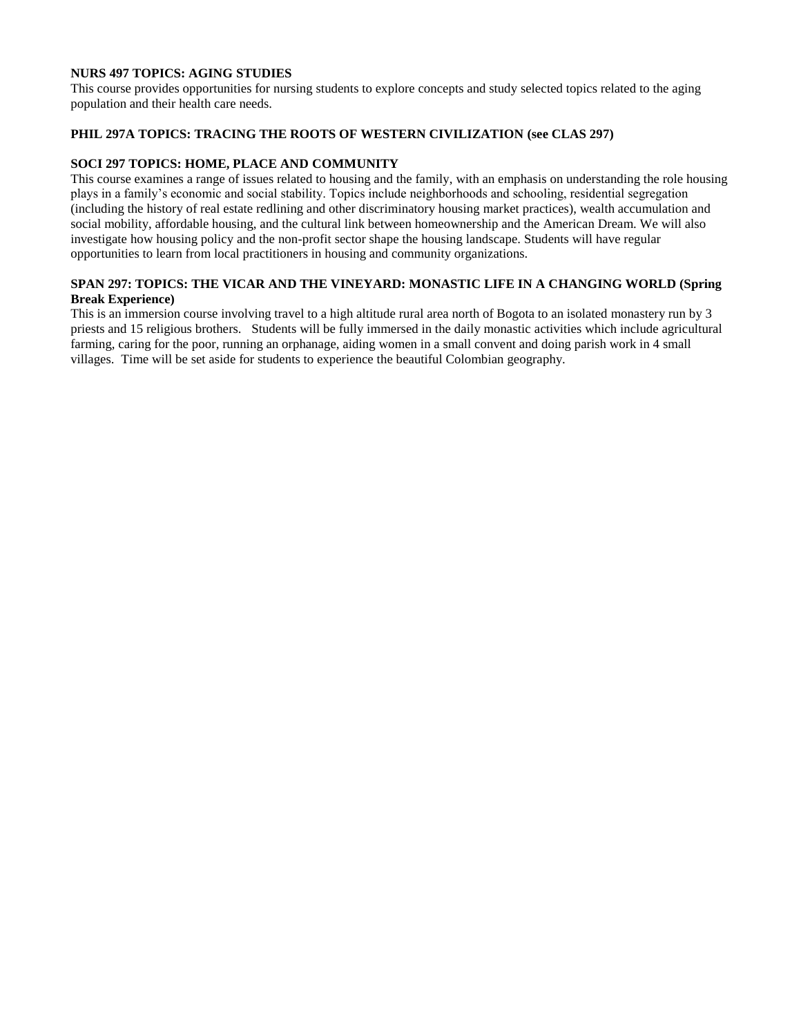**NURS 497 TOPICS: AGING STUDIES**
This course provides opportunities for nursing students to explore concepts and study selected topics related to the aging population and their health care needs.

**PHIL 297A TOPICS: TRACING THE ROOTS OF WESTERN CIVILIZATION (see CLAS 297)**

**SOCI 297 TOPICS: HOME, PLACE AND COMMUNITY**
This course examines a range of issues related to housing and the family, with an emphasis on understanding the role housing plays in a family's economic and social stability. Topics include neighborhoods and schooling, residential segregation (including the history of real estate redlining and other discriminatory housing market practices), wealth accumulation and social mobility, affordable housing, and the cultural link between homeownership and the American Dream. We will also investigate how housing policy and the non-profit sector shape the housing landscape. Students will have regular opportunities to learn from local practitioners in housing and community organizations.

**SPAN 297: TOPICS: THE VICAR AND THE VINEYARD: MONASTIC LIFE IN A CHANGING WORLD (Spring Break Experience)**
This is an immersion course involving travel to a high altitude rural area north of Bogota to an isolated monastery run by 3 priests and 15 religious brothers. Students will be fully immersed in the daily monastic activities which include agricultural farming, caring for the poor, running an orphanage, aiding women in a small convent and doing parish work in 4 small villages. Time will be set aside for students to experience the beautiful Colombian geography.